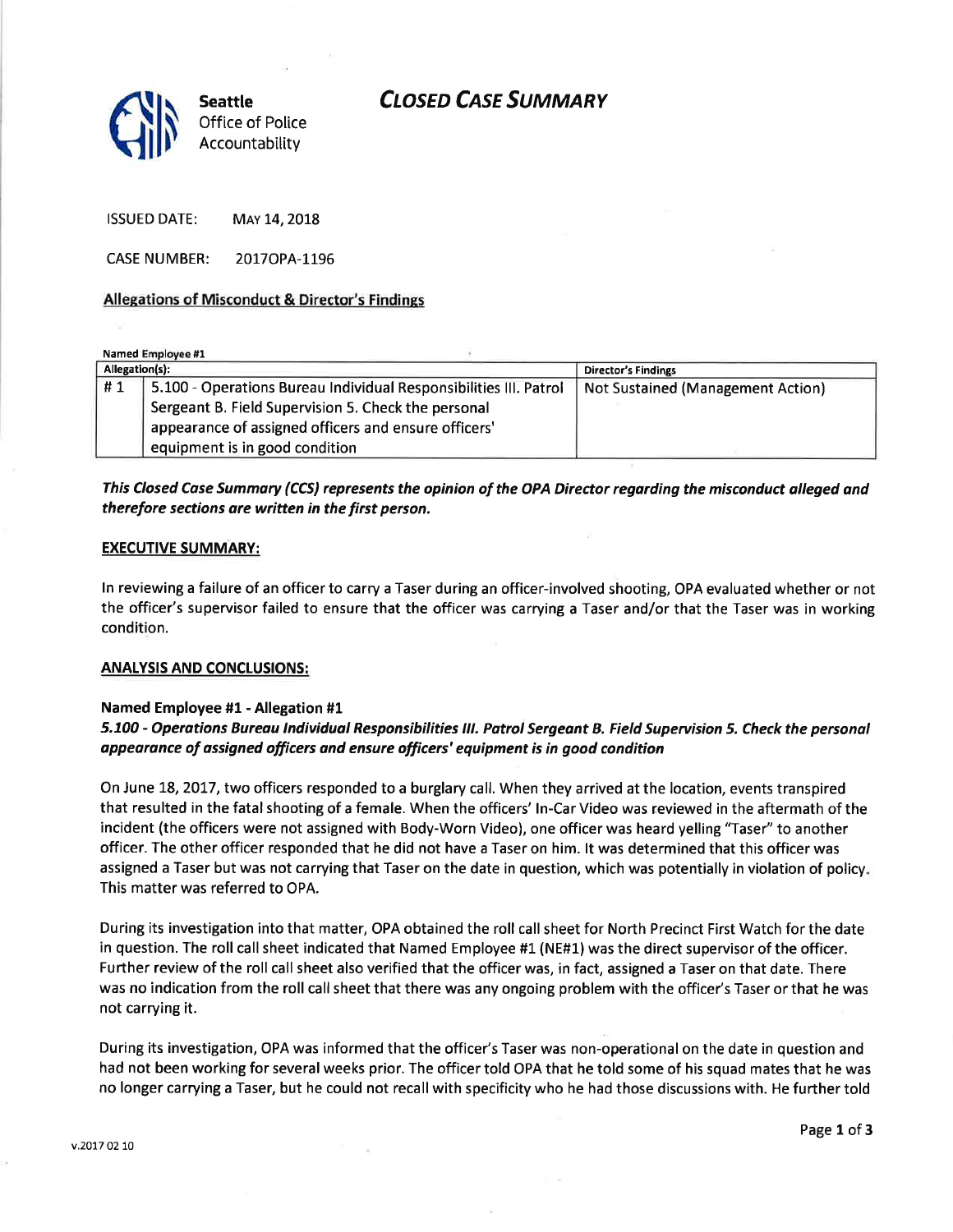Seattle Office of Police Accountability

# CLOSED CASE SUMMARY

ISSUED DATE: MAY 14, 2018

CASE NUMBER: 2017OPA-1196

## Allegations of Misconduct & Director's Findings

**Named Employee #1**

| Allegation(s): | | Director's Findings |
|---|---|---|
| # 1 | 5.100 - Operations Bureau Individual Responsibilities III. Patrol Sergeant B. Field Supervision 5. Check the personal appearance of assigned officers and ensure officers' equipment is in good condition | Not Sustained (Management Action) |

***This Closed Case Summary (CCS) represents the opinion of the OPA Director regarding the misconduct alleged and therefore sections are written in the first person.***

## EXECUTIVE SUMMARY:

In reviewing a failure of an officer to carry a Taser during an officer-involved shooting, OPA evaluated whether or not the officer's supervisor failed to ensure that the officer was carrying a Taser and/or that the Taser was in working condition.

## ANALYSIS AND CONCLUSIONS:

### Named Employee #1 - Allegation #1

***5.100 - Operations Bureau Individual Responsibilities III. Patrol Sergeant B. Field Supervision 5. Check the personal appearance of assigned officers and ensure officers' equipment is in good condition***

On June 18, 2017, two officers responded to a burglary call. When they arrived at the location, events transpired that resulted in the fatal shooting of a female. When the officers' In-Car Video was reviewed in the aftermath of the incident (the officers were not assigned with Body-Worn Video), one officer was heard yelling "Taser" to another officer. The other officer responded that he did not have a Taser on him. It was determined that this officer was assigned a Taser but was not carrying that Taser on the date in question, which was potentially in violation of policy. This matter was referred to OPA.

During its investigation into that matter, OPA obtained the roll call sheet for North Precinct First Watch for the date in question. The roll call sheet indicated that Named Employee #1 (NE#1) was the direct supervisor of the officer. Further review of the roll call sheet also verified that the officer was, in fact, assigned a Taser on that date. There was no indication from the roll call sheet that there was any ongoing problem with the officer's Taser or that he was not carrying it.

During its investigation, OPA was informed that the officer's Taser was non-operational on the date in question and had not been working for several weeks prior. The officer told OPA that he told some of his squad mates that he was no longer carrying a Taser, but he could not recall with specificity who he had those discussions with. He further told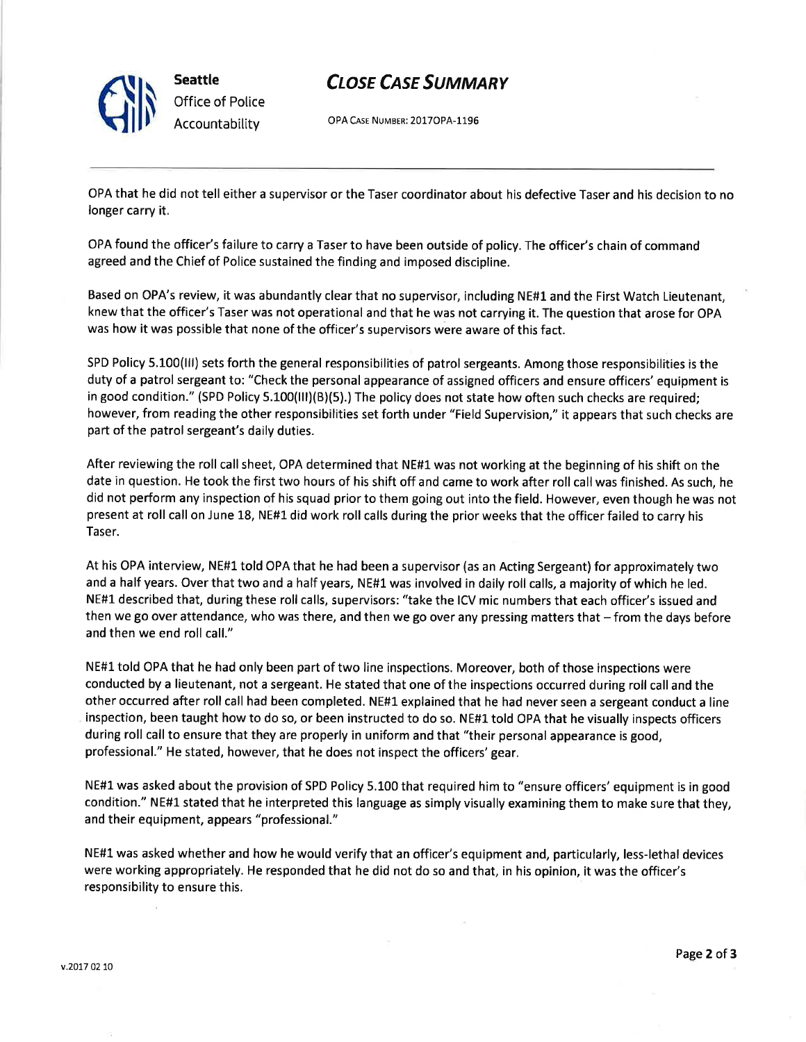OPA that he did not tell either a supervisor or the Taser coordinator about his defective Taser and his decision to no longer carry it.

OPA found the officer's failure to carry a Taser to have been outside of policy. The officer's chain of command agreed and the Chief of Police sustained the finding and imposed discipline.

Based on OPA's review, it was abundantly clear that no supervisor, including NE#1 and the First Watch Lieutenant, knew that the officer's Taser was not operational and that he was not carrying it. The question that arose for OPA was how it was possible that none of the officer's supervisors were aware of this fact.

SPD Policy 5.100(III) sets forth the general responsibilities of patrol sergeants. Among those responsibilities is the duty of a patrol sergeant to: "Check the personal appearance of assigned officers and ensure officers' equipment is in good condition." (SPD Policy 5.100(III)(B)(5).) The policy does not state how often such checks are required; however, from reading the other responsibilities set forth under "Field Supervision," it appears that such checks are part of the patrol sergeant's daily duties.

After reviewing the roll call sheet, OPA determined that NE#1 was not working at the beginning of his shift on the date in question. He took the first two hours of his shift off and came to work after roll call was finished. As such, he did not perform any inspection of his squad prior to them going out into the field. However, even though he was not present at roll call on June 18, NE#1 did work roll calls during the prior weeks that the officer failed to carry his Taser.

At his OPA interview, NE#1 told OPA that he had been a supervisor (as an Acting Sergeant) for approximately two and a half years. Over that two and a half years, NE#1 was involved in daily roll calls, a majority of which he led. NE#1 described that, during these roll calls, supervisors: "take the ICV mic numbers that each officer's issued and then we go over attendance, who was there, and then we go over any pressing matters that – from the days before and then we end roll call."

NE#1 told OPA that he had only been part of two line inspections. Moreover, both of those inspections were conducted by a lieutenant, not a sergeant. He stated that one of the inspections occurred during roll call and the other occurred after roll call had been completed. NE#1 explained that he had never seen a sergeant conduct a line inspection, been taught how to do so, or been instructed to do so. NE#1 told OPA that he visually inspects officers during roll call to ensure that they are properly in uniform and that "their personal appearance is good, professional." He stated, however, that he does not inspect the officers' gear.

NE#1 was asked about the provision of SPD Policy 5.100 that required him to "ensure officers' equipment is in good condition." NE#1 stated that he interpreted this language as simply visually examining them to make sure that they, and their equipment, appears "professional."

NE#1 was asked whether and how he would verify that an officer's equipment and, particularly, less-lethal devices were working appropriately. He responded that he did not do so and that, in his opinion, it was the officer's responsibility to ensure this.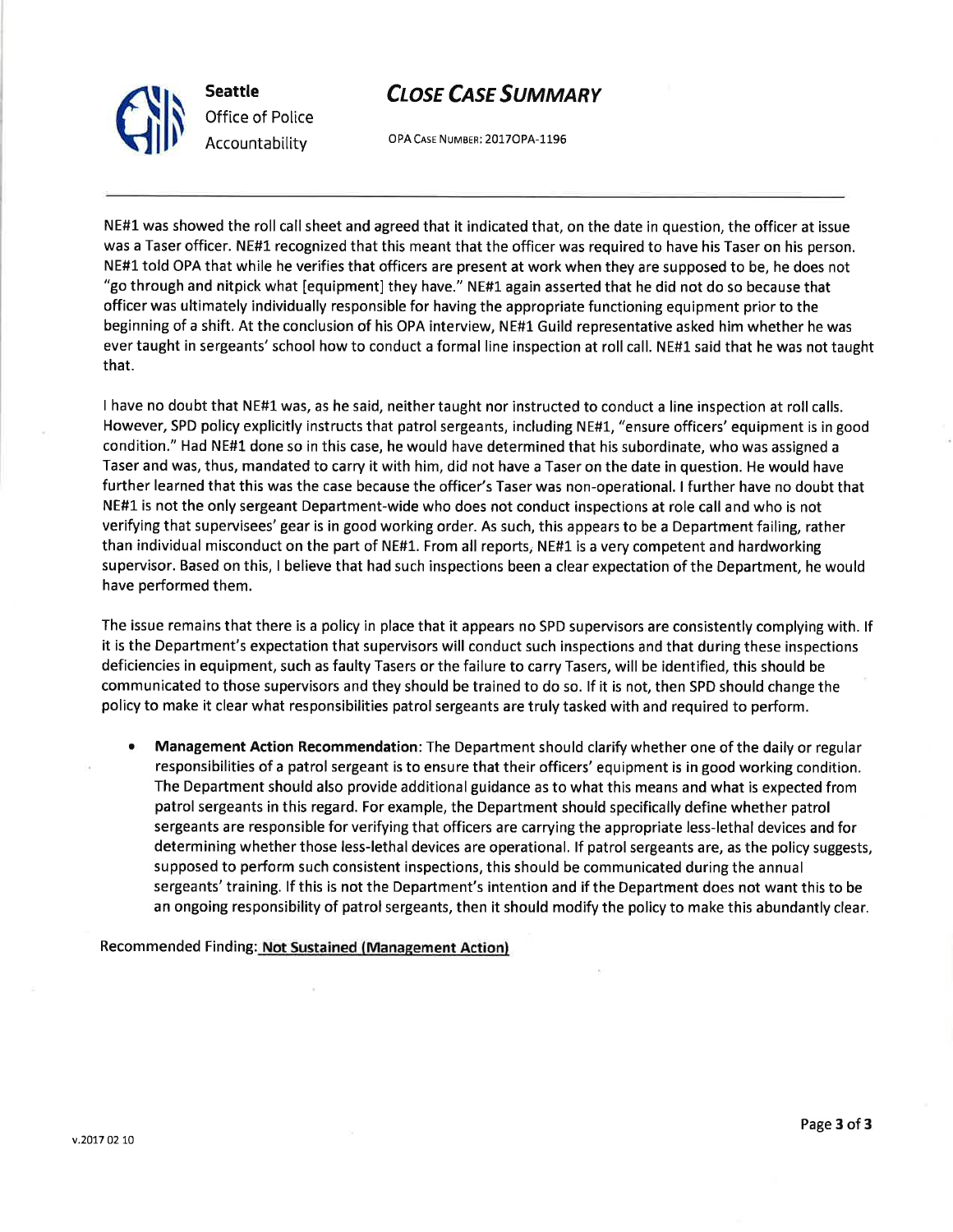NE#1 was showed the roll call sheet and agreed that it indicated that, on the date in question, the officer at issue was a Taser officer. NE#1 recognized that this meant that the officer was required to have his Taser on his person. NE#1 told OPA that while he verifies that officers are present at work when they are supposed to be, he does not "go through and nitpick what [equipment] they have." NE#1 again asserted that he did not do so because that officer was ultimately individually responsible for having the appropriate functioning equipment prior to the beginning of a shift. At the conclusion of his OPA interview, NE#1 Guild representative asked him whether he was ever taught in sergeants' school how to conduct a formal line inspection at roll call. NE#1 said that he was not taught that.

I have no doubt that NE#1 was, as he said, neither taught nor instructed to conduct a line inspection at roll calls. However, SPD policy explicitly instructs that patrol sergeants, including NE#1, "ensure officers' equipment is in good condition." Had NE#1 done so in this case, he would have determined that his subordinate, who was assigned a Taser and was, thus, mandated to carry it with him, did not have a Taser on the date in question. He would have further learned that this was the case because the officer's Taser was non-operational. I further have no doubt that NE#1 is not the only sergeant Department-wide who does not conduct inspections at role call and who is not verifying that supervisees' gear is in good working order. As such, this appears to be a Department failing, rather than individual misconduct on the part of NE#1. From all reports, NE#1 is a very competent and hardworking supervisor. Based on this, I believe that had such inspections been a clear expectation of the Department, he would have performed them.

The issue remains that there is a policy in place that it appears no SPD supervisors are consistently complying with. If it is the Department's expectation that supervisors will conduct such inspections and that during these inspections deficiencies in equipment, such as faulty Tasers or the failure to carry Tasers, will be identified, this should be communicated to those supervisors and they should be trained to do so. If it is not, then SPD should change the policy to make it clear what responsibilities patrol sergeants are truly tasked with and required to perform.

- **Management Action Recommendation**: The Department should clarify whether one of the daily or regular responsibilities of a patrol sergeant is to ensure that their officers' equipment is in good working condition. The Department should also provide additional guidance as to what this means and what is expected from patrol sergeants in this regard. For example, the Department should specifically define whether patrol sergeants are responsible for verifying that officers are carrying the appropriate less-lethal devices and for determining whether those less-lethal devices are operational. If patrol sergeants are, as the policy suggests, supposed to perform such consistent inspections, this should be communicated during the annual sergeants' training. If this is not the Department's intention and if the Department does not want this to be an ongoing responsibility of patrol sergeants, then it should modify the policy to make this abundantly clear.

Recommended Finding: **Not Sustained (Management Action)**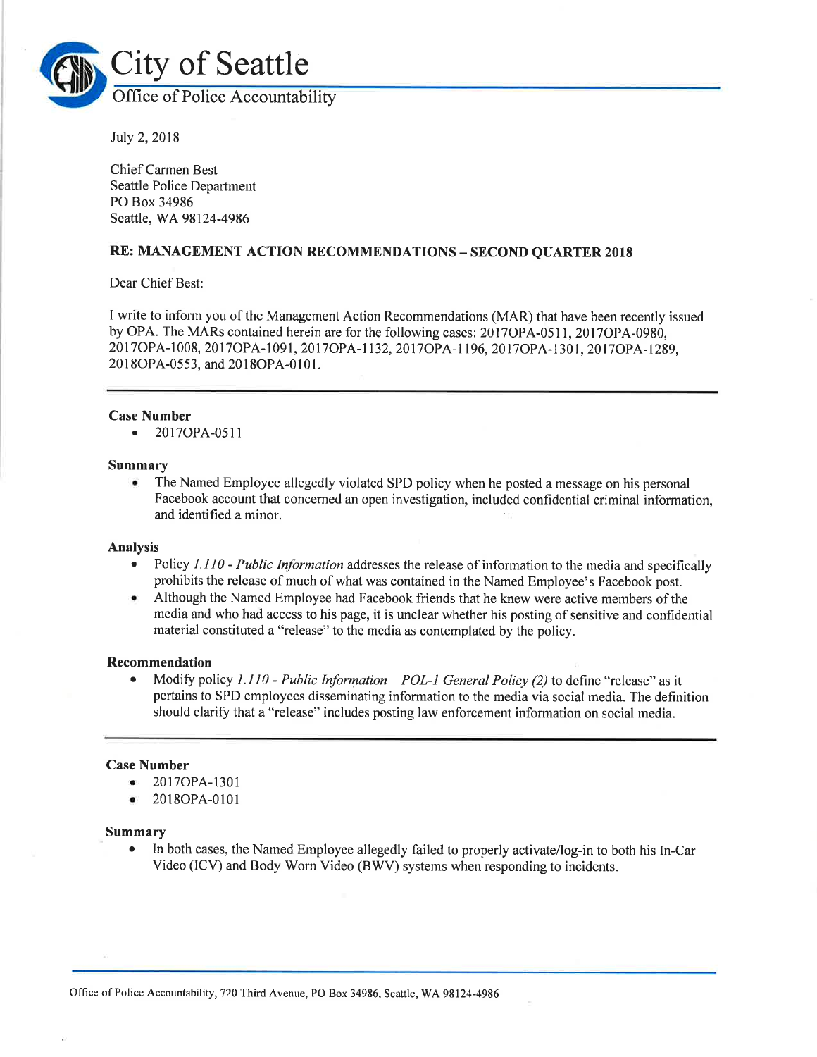# City of Seattle

## Office of Police Accountability

July 2, 2018

Chief Carmen Best
Seattle Police Department
PO Box 34986
Seattle, WA 98124-4986

**RE: MANAGEMENT ACTION RECOMMENDATIONS – SECOND QUARTER 2018**

Dear Chief Best:

I write to inform you of the Management Action Recommendations (MAR) that have been recently issued by OPA. The MARs contained herein are for the following cases: 2017OPA-0511, 2017OPA-0980, 2017OPA-1008, 2017OPA-1091, 2017OPA-1132, 2017OPA-1196, 2017OPA-1301, 2017OPA-1289, 2018OPA-0553, and 2018OPA-0101.

---

**Case Number**

- 2017OPA-0511

**Summary**

- The Named Employee allegedly violated SPD policy when he posted a message on his personal Facebook account that concerned an open investigation, included confidential criminal information, and identified a minor.

**Analysis**

- Policy *1.110 - Public Information* addresses the release of information to the media and specifically prohibits the release of much of what was contained in the Named Employee's Facebook post.
- Although the Named Employee had Facebook friends that he knew were active members of the media and who had access to his page, it is unclear whether his posting of sensitive and confidential material constituted a "release" to the media as contemplated by the policy.

**Recommendation**

- Modify policy *1.110 - Public Information – POL-1 General Policy (2)* to define "release" as it pertains to SPD employees disseminating information to the media via social media. The definition should clarify that a "release" includes posting law enforcement information on social media.

---

**Case Number**

- 2017OPA-1301
- 2018OPA-0101

**Summary**

- In both cases, the Named Employee allegedly failed to properly activate/log-in to both his In-Car Video (ICV) and Body Worn Video (BWV) systems when responding to incidents.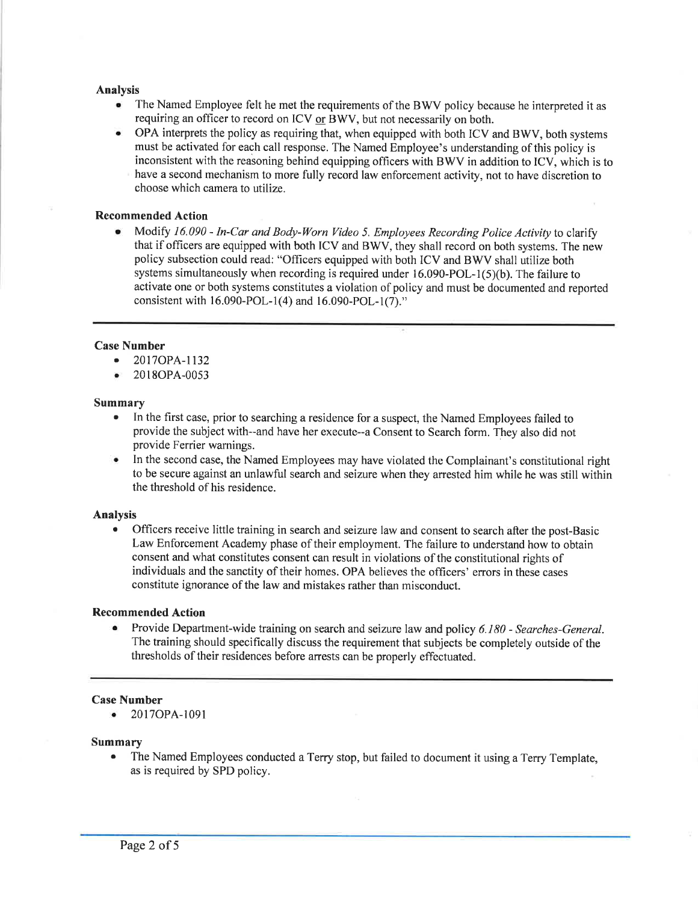**Analysis**

- The Named Employee felt he met the requirements of the BWV policy because he interpreted it as requiring an officer to record on ICV <u>or</u> BWV, but not necessarily on both.
- OPA interprets the policy as requiring that, when equipped with both ICV and BWV, both systems must be activated for each call response. The Named Employee's understanding of this policy is inconsistent with the reasoning behind equipping officers with BWV in addition to ICV, which is to have a second mechanism to more fully record law enforcement activity, not to have discretion to choose which camera to utilize.

**Recommended Action**

- Modify *16.090 - In-Car and Body-Worn Video 5. Employees Recording Police Activity* to clarify that if officers are equipped with both ICV and BWV, they shall record on both systems. The new policy subsection could read: "Officers equipped with both ICV and BWV shall utilize both systems simultaneously when recording is required under 16.090-POL-1(5)(b). The failure to activate one or both systems constitutes a violation of policy and must be documented and reported consistent with 16.090-POL-1(4) and 16.090-POL-1(7)."

---

**Case Number**

- 2017OPA-1132
- 2018OPA-0053

**Summary**

- In the first case, prior to searching a residence for a suspect, the Named Employees failed to provide the subject with--and have her execute--a Consent to Search form. They also did not provide Ferrier warnings.
- In the second case, the Named Employees may have violated the Complainant's constitutional right to be secure against an unlawful search and seizure when they arrested him while he was still within the threshold of his residence.

**Analysis**

- Officers receive little training in search and seizure law and consent to search after the post-Basic Law Enforcement Academy phase of their employment. The failure to understand how to obtain consent and what constitutes consent can result in violations of the constitutional rights of individuals and the sanctity of their homes. OPA believes the officers' errors in these cases constitute ignorance of the law and mistakes rather than misconduct.

**Recommended Action**

- Provide Department-wide training on search and seizure law and policy *6.180 - Searches-General.* The training should specifically discuss the requirement that subjects be completely outside of the thresholds of their residences before arrests can be properly effectuated.

---

**Case Number**

- 2017OPA-1091

**Summary**

- The Named Employees conducted a Terry stop, but failed to document it using a Terry Template, as is required by SPD policy.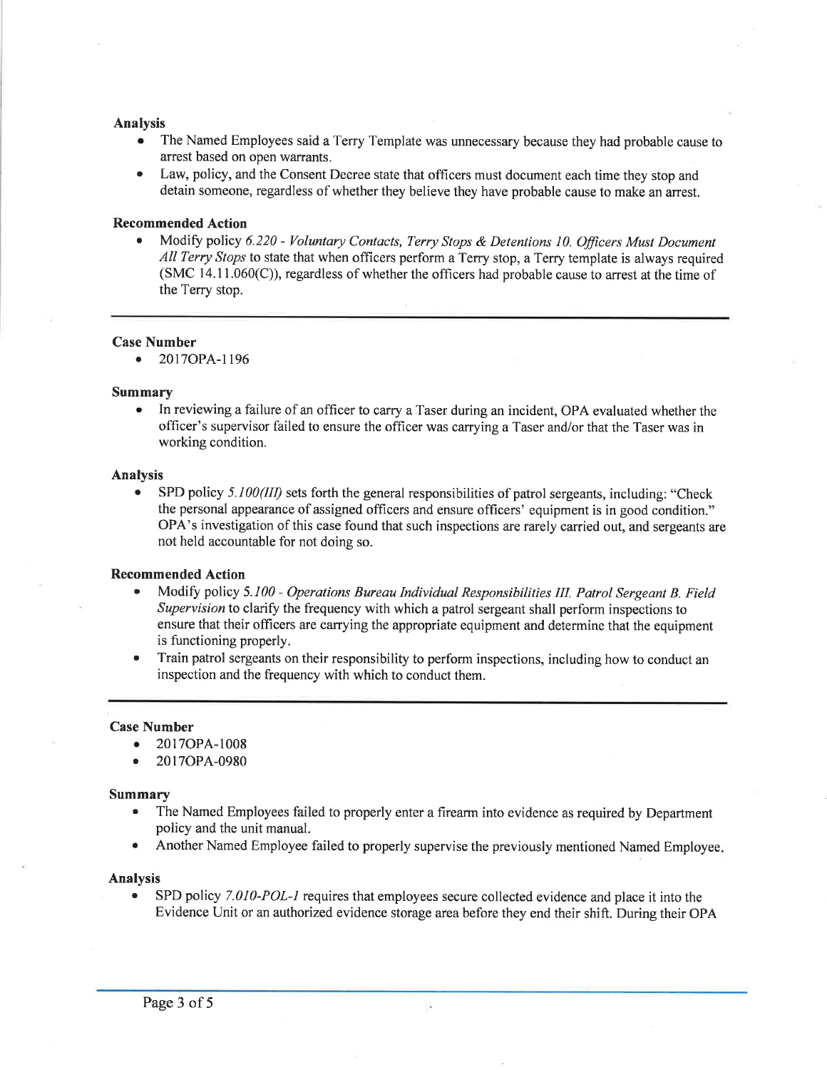**Analysis**

- The Named Employees said a Terry Template was unnecessary because they had probable cause to arrest based on open warrants.
- Law, policy, and the Consent Decree state that officers must document each time they stop and detain someone, regardless of whether they believe they have probable cause to make an arrest.

**Recommended Action**

- Modify policy *6.220 - Voluntary Contacts, Terry Stops & Detentions 10. Officers Must Document All Terry Stops* to state that when officers perform a Terry stop, a Terry template is always required (SMC 14.11.060(C)), regardless of whether the officers had probable cause to arrest at the time of the Terry stop.

---

**Case Number**

- 2017OPA-1196

**Summary**

- In reviewing a failure of an officer to carry a Taser during an incident, OPA evaluated whether the officer's supervisor failed to ensure the officer was carrying a Taser and/or that the Taser was in working condition.

**Analysis**

- SPD policy *5.100(III)* sets forth the general responsibilities of patrol sergeants, including: "Check the personal appearance of assigned officers and ensure officers' equipment is in good condition." OPA's investigation of this case found that such inspections are rarely carried out, and sergeants are not held accountable for not doing so.

**Recommended Action**

- Modify policy *5.100 - Operations Bureau Individual Responsibilities III. Patrol Sergeant B. Field Supervision* to clarify the frequency with which a patrol sergeant shall perform inspections to ensure that their officers are carrying the appropriate equipment and determine that the equipment is functioning properly.
- Train patrol sergeants on their responsibility to perform inspections, including how to conduct an inspection and the frequency with which to conduct them.

---

**Case Number**

- 2017OPA-1008
- 2017OPA-0980

**Summary**

- The Named Employees failed to properly enter a firearm into evidence as required by Department policy and the unit manual.
- Another Named Employee failed to properly supervise the previously mentioned Named Employee.

**Analysis**

- SPD policy *7.010-POL-1* requires that employees secure collected evidence and place it into the Evidence Unit or an authorized evidence storage area before they end their shift. During their OPA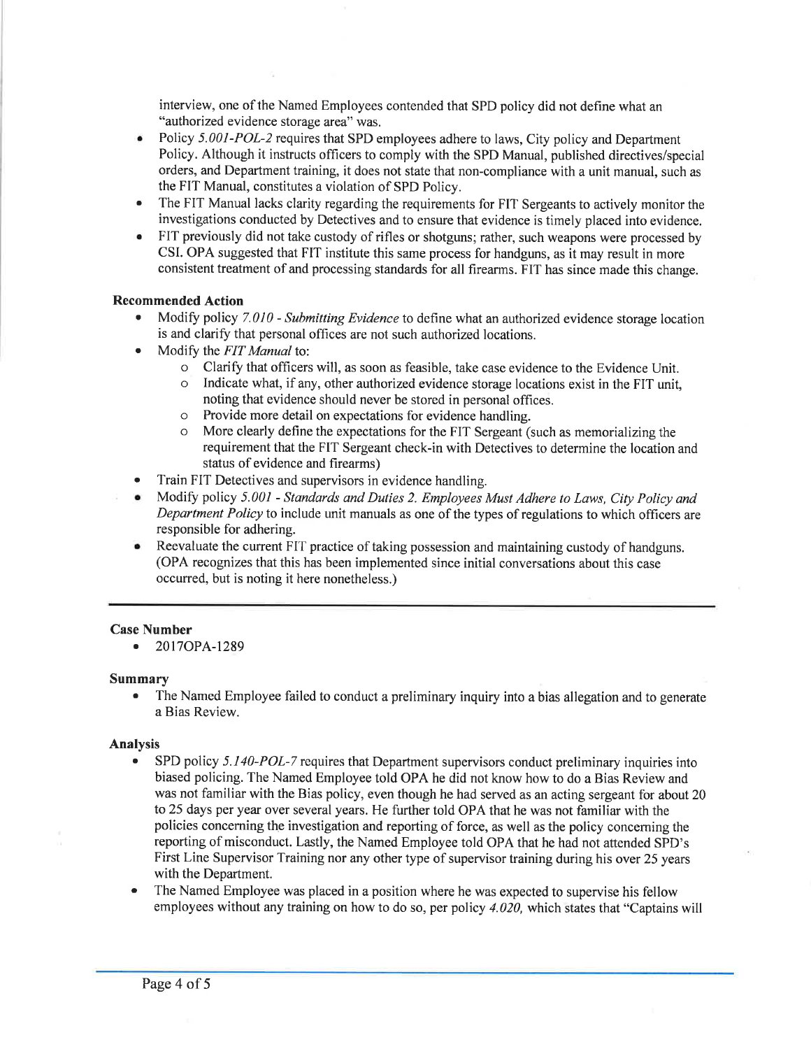interview, one of the Named Employees contended that SPD policy did not define what an "authorized evidence storage area" was.

- Policy *5.001-POL-2* requires that SPD employees adhere to laws, City policy and Department Policy. Although it instructs officers to comply with the SPD Manual, published directives/special orders, and Department training, it does not state that non-compliance with a unit manual, such as the FIT Manual, constitutes a violation of SPD Policy.
- The FIT Manual lacks clarity regarding the requirements for FIT Sergeants to actively monitor the investigations conducted by Detectives and to ensure that evidence is timely placed into evidence.
- FIT previously did not take custody of rifles or shotguns; rather, such weapons were processed by CSI. OPA suggested that FIT institute this same process for handguns, as it may result in more consistent treatment of and processing standards for all firearms. FIT has since made this change.

**Recommended Action**

- Modify policy *7.010 - Submitting Evidence* to define what an authorized evidence storage location is and clarify that personal offices are not such authorized locations.
- Modify the *FIT Manual* to:
    - Clarify that officers will, as soon as feasible, take case evidence to the Evidence Unit.
    - Indicate what, if any, other authorized evidence storage locations exist in the FIT unit, noting that evidence should never be stored in personal offices.
    - Provide more detail on expectations for evidence handling.
    - More clearly define the expectations for the FIT Sergeant (such as memorializing the requirement that the FIT Sergeant check-in with Detectives to determine the location and status of evidence and firearms)
- Train FIT Detectives and supervisors in evidence handling.
- Modify policy *5.001 - Standards and Duties 2. Employees Must Adhere to Laws, City Policy and Department Policy* to include unit manuals as one of the types of regulations to which officers are responsible for adhering.
- Reevaluate the current FIT practice of taking possession and maintaining custody of handguns. (OPA recognizes that this has been implemented since initial conversations about this case occurred, but is noting it here nonetheless.)

---

**Case Number**

- 2017OPA-1289

**Summary**

- The Named Employee failed to conduct a preliminary inquiry into a bias allegation and to generate a Bias Review.

**Analysis**

- SPD policy *5.140-POL-7* requires that Department supervisors conduct preliminary inquiries into biased policing. The Named Employee told OPA he did not know how to do a Bias Review and was not familiar with the Bias policy, even though he had served as an acting sergeant for about 20 to 25 days per year over several years. He further told OPA that he was not familiar with the policies concerning the investigation and reporting of force, as well as the policy concerning the reporting of misconduct. Lastly, the Named Employee told OPA that he had not attended SPD's First Line Supervisor Training nor any other type of supervisor training during his over 25 years with the Department.
- The Named Employee was placed in a position where he was expected to supervise his fellow employees without any training on how to do so, per policy *4.020,* which states that "Captains will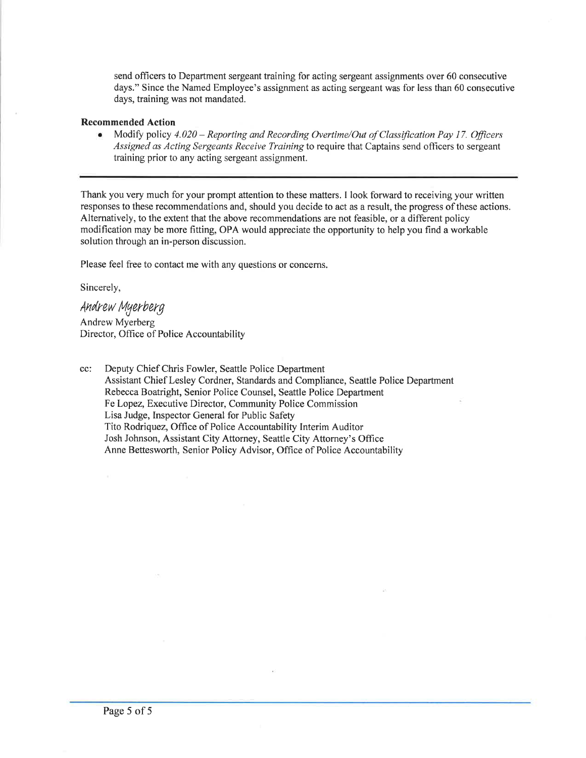send officers to Department sergeant training for acting sergeant assignments over 60 consecutive days." Since the Named Employee's assignment as acting sergeant was for less than 60 consecutive days, training was not mandated.

**Recommended Action**

- Modify policy *4.020 – Reporting and Recording Overtime/Out of Classification Pay 17. Officers Assigned as Acting Sergeants Receive Training* to require that Captains send officers to sergeant training prior to any acting sergeant assignment.

---

Thank you very much for your prompt attention to these matters. I look forward to receiving your written responses to these recommendations and, should you decide to act as a result, the progress of these actions. Alternatively, to the extent that the above recommendations are not feasible, or a different policy modification may be more fitting, OPA would appreciate the opportunity to help you find a workable solution through an in-person discussion.

Please feel free to contact me with any questions or concerns.

Sincerely,

*Andrew Myerberg*

Andrew Myerberg
Director, Office of Police Accountability

cc: Deputy Chief Chris Fowler, Seattle Police Department
Assistant Chief Lesley Cordner, Standards and Compliance, Seattle Police Department
Rebecca Boatright, Senior Police Counsel, Seattle Police Department
Fe Lopez, Executive Director, Community Police Commission
Lisa Judge, Inspector General for Public Safety
Tito Rodriquez, Office of Police Accountability Interim Auditor
Josh Johnson, Assistant City Attorney, Seattle City Attorney's Office
Anne Bettesworth, Senior Policy Advisor, Office of Police Accountability